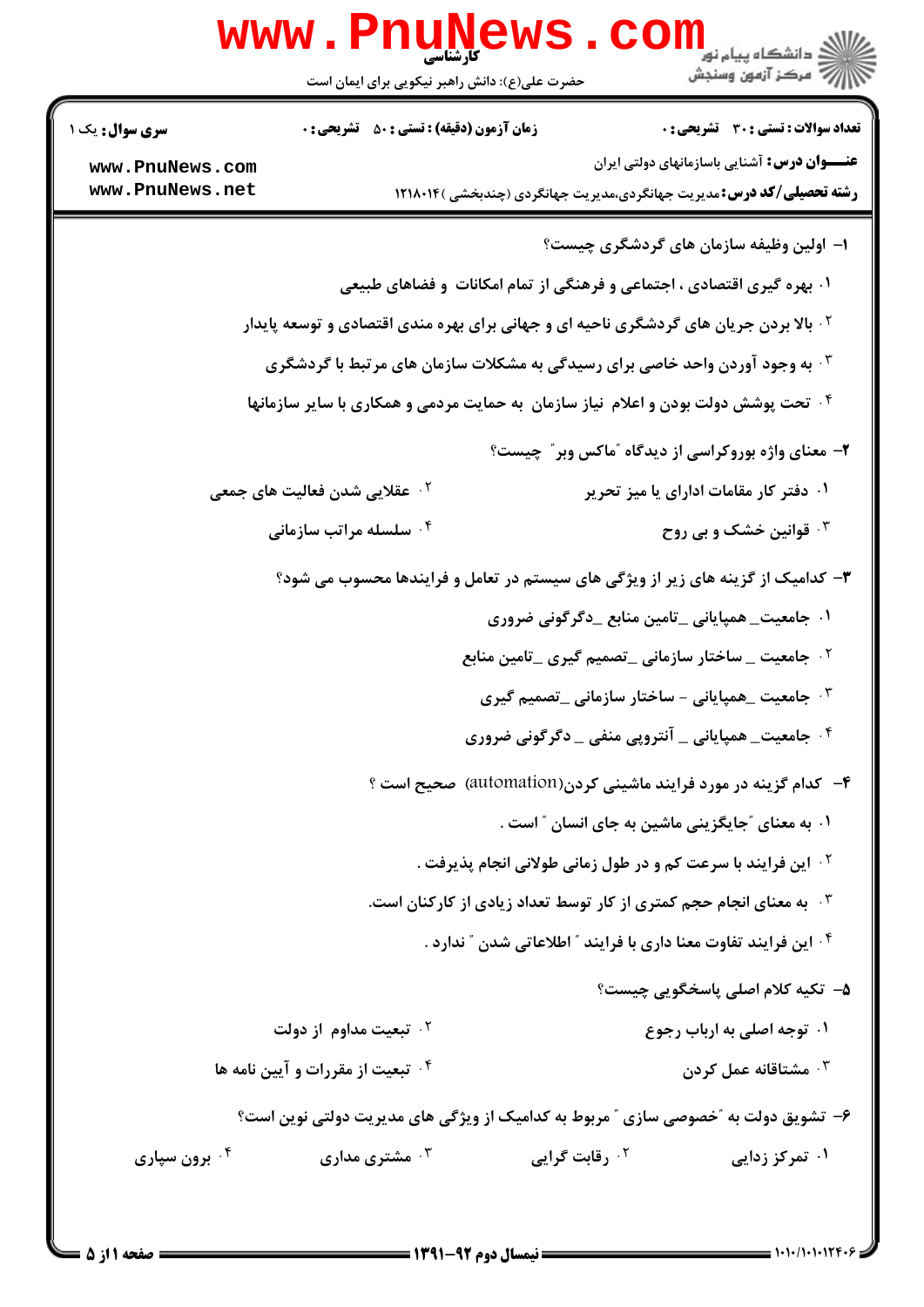کارشناسی

حضرت علی(ع): دانش راهبر نیکویی برای ایمان است

دانشگاه پیام نور
مرکز آزمون وسنجش

**سری سوال:** یک ۱ | **زمان آزمون (دقیقه) : تستی : ۵۰ تشریحی : ۰** | **تعداد سوالات : تستی : ۳۰ تشریحی : ۰**

**عنـــوان درس:** آشنایی باسازمانهای دولتی ایران

**رشته تحصیلی/کد درس:** مدیریت جهانگردی،مدیریت جهانگردی (چندبخشی )۱۲۱۸۰۱۴

**۱- اولین وظیفه سازمان های گردشگری چیست؟**

۱. بهره گیری اقتصادی ، اجتماعی و فرهنگی از تمام امکانات و فضاهای طبیعی

۲. بالا بردن جریان های گردشگری ناحیه ای و جهانی برای بهره مندی اقتصادی و توسعه پایدار

۳. به وجود آوردن واحد خاصی برای رسیدگی به مشکلات سازمان های مرتبط با گردشگری

۴. تحت پوشش دولت بودن و اعلام نیاز سازمان به حمایت مردمی و همکاری با سایر سازمانها

**۲- معنای واژه بوروکراسی از دیدگاه "ماکس وبر" چیست؟**

۱. دفتر کار مقامات اداری یا میز تحریر

۲. عقلایی شدن فعالیت های جمعی

۳. قوانین خشک و بی روح

۴. سلسله مراتب سازمانی

**۳- کدامیک از گزینه های زیر از ویژگی های سیستم در تعامل و فرایندها محسوب می شود؟**

۱. جامعیت_همپایانی _تامین منابع _دگرگونی ضروری

۲. جامعیت _ ساختار سازمانی _تصمیم گیری _تامین منابع

۳. جامعیت _همپایانی - ساختار سازمانی _تصمیم گیری

۴. جامعیت_همپایانی _ آنتروپی منفی _ دگرگونی ضروری

**۴- کدام گزینه در مورد فرایند ماشینی کردن(automation) صحیح است ؟**

۱. به معنای "جایگزینی ماشین به جای انسان " است .

۲. این فرایند با سرعت کم و در طول زمانی طولانی انجام پذیرفت .

۳. به معنای انجام حجم کمتری از کار توسط تعداد زیادی از کارکنان است.

۴. این فرایند تفاوت معنا داری با فرایند " اطلاعاتی شدن " ندارد .

**۵- تکیه کلام اصلی پاسخگویی چیست؟**

۱. توجه اصلی به ارباب رجوع

۲. تبعیت مداوم از دولت

۳. مشتاقانه عمل کردن

۴. تبعیت از مقررات و آیین نامه ها

**۶- تشویق دولت به "خصوصی سازی " مربوط به کدامیک از ویژگی های مدیریت دولتی نوین است؟**

۱. تمرکز زدایی

۲. رقابت گرایی

۳. مشتری مداری

۴. برون سپاری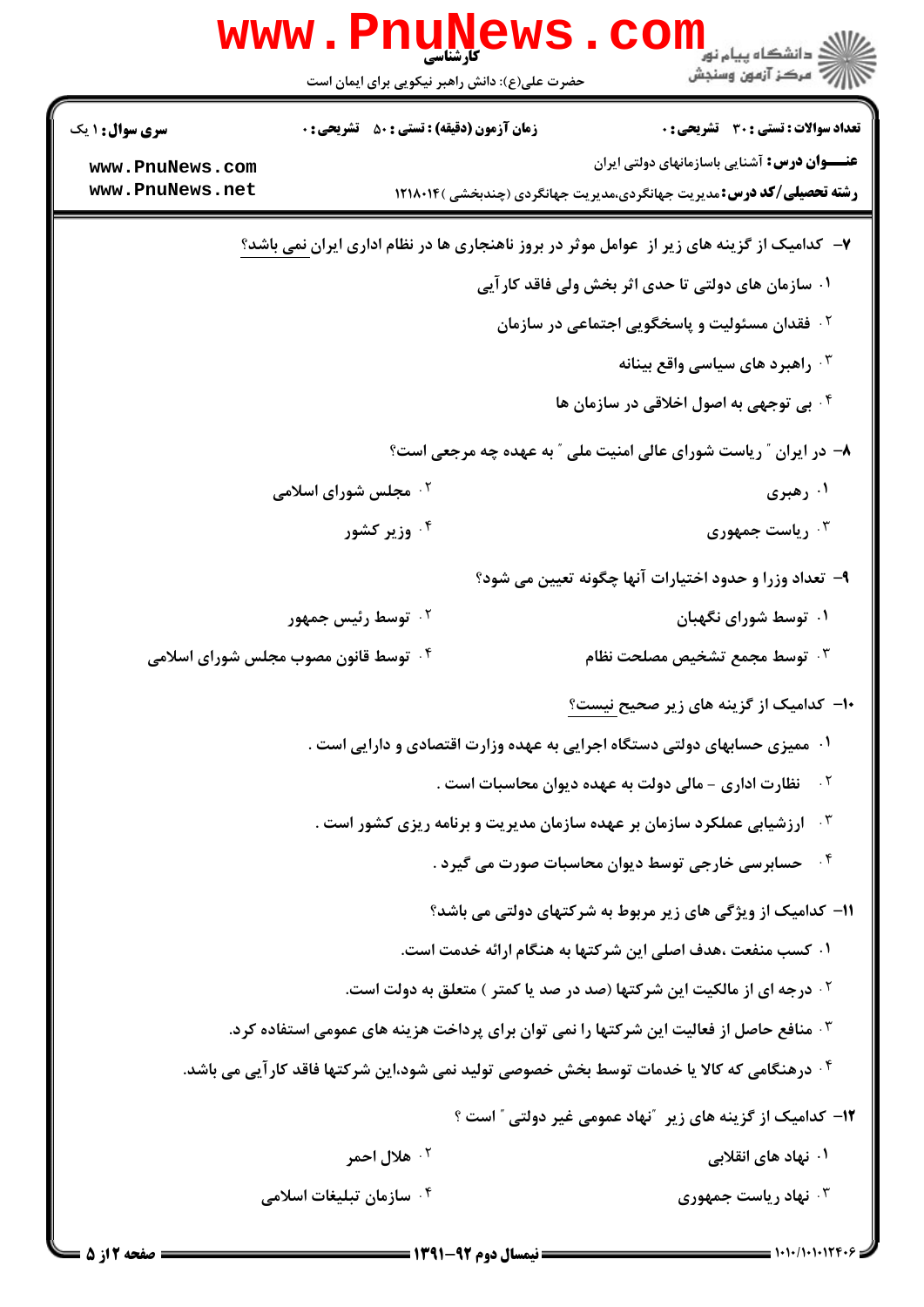**سری سوال:** ۱ یک
**زمان آزمون (دقیقه) : تستی :** ۵۰ **تشریحی :** ۰
**تعداد سوالات : تستی :** ۳۰ **تشریحی :** ۰

**عنـــوان درس:** آشنایی باسازمانهای دولتی ایران

**رشته تحصیلی/کد درس:** مدیریت جهانگردی،مدیریت جهانگردی (چندبخشی )۱۲۱۸۰۱۴

۷- کدامیک از گزینه های زیر از عوامل موثر در بروز ناهنجاری ها در نظام اداری ایران نمی باشد؟

۱. سازمان های دولتی تا حدی اثر بخش ولی فاقد کارآیی

۲. فقدان مسئولیت و پاسخگویی اجتماعی در سازمان

۳. راهبرد های سیاسی واقع بینانه

۴. بی توجهی به اصول اخلاقی در سازمان ها

۸- در ایران " ریاست شورای عالی امنیت ملی " به عهده چه مرجعی است؟

۱. رهبری

۲. مجلس شورای اسلامی

۳. ریاست جمهوری

۴. وزیر کشور

۹- تعداد وزرا و حدود اختیارات آنها چگونه تعیین می شود؟

۱. توسط شورای نگهبان

۲. توسط رئیس جمهور

۳. توسط مجمع تشخیص مصلحت نظام

۴. توسط قانون مصوب مجلس شورای اسلامی

۱۰- کدامیک از گزینه های زیر صحیح نیست؟

۱. ممیزی حسابهای دولتی دستگاه اجرایی به عهده وزارت اقتصادی و دارایی است .

۲. نظارت اداری - مالی دولت به عهده دیوان محاسبات است .

۳. ارزشیابی عملکرد سازمان بر عهده سازمان مدیریت و برنامه ریزی کشور است .

۴. حسابرسی خارجی توسط دیوان محاسبات صورت می گیرد .

۱۱- کدامیک از ویژگی های زیر مربوط به شرکتهای دولتی می باشد؟

۱. کسب منفعت ،هدف اصلی این شرکتها به هنگام ارائه خدمت است.

۲. درجه ای از مالکیت این شرکتها (صد در صد یا کمتر ) متعلق به دولت است.

۳. منافع حاصل از فعالیت این شرکتها را نمی توان برای پرداخت هزینه های عمومی استفاده کرد.

۴. درهنگامی که کالا یا خدمات توسط بخش خصوصی تولید نمی شود،این شرکتها فاقد کارآیی می باشد.

۱۲- کدامیک از گزینه های زیر "نهاد عمومی غیر دولتی " است ؟

۱. نهاد های انقلابی

۲. هلال احمر

۳. نهاد ریاست جمهوری

۴. سازمان تبلیغات اسلامی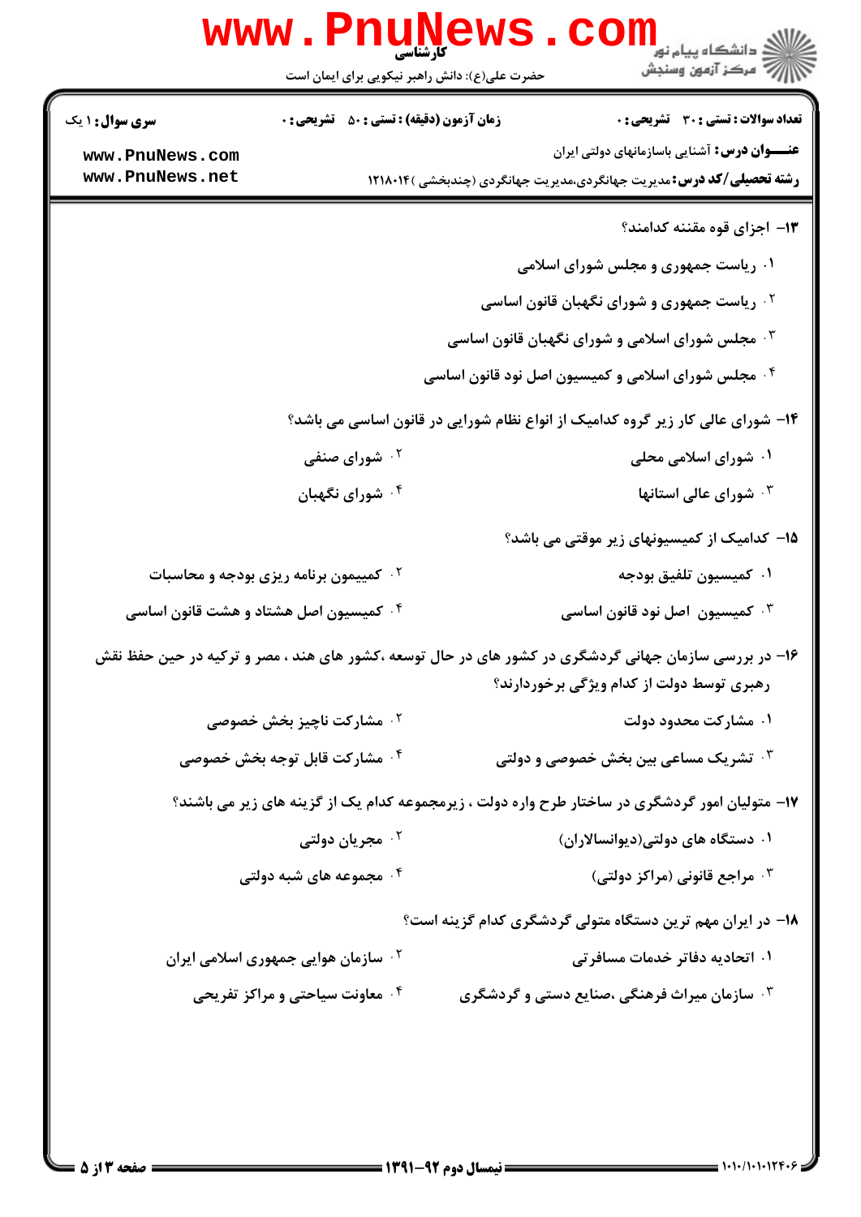**سری سوال:** ۱ یک　　**زمان آزمون (دقیقه) : تستی :** ۵۰ **تشریحی :** ۰　　**تعداد سوالات : تستی :** ۳۰ **تشریحی :** ۰

**عنـــوان درس:** آشنایی باسازمانهای دولتی ایران

**رشته تحصیلی/کد درس:** مدیریت جهانگردی،مدیریت جهانگردی (چندبخشی )۱۲۱۸۰۱۴

۱۳- اجزای قوه مقننه کدامند؟

۱. ریاست جمهوری و مجلس شورای اسلامی

۲. ریاست جمهوری و شورای نگهبان قانون اساسی

۳. مجلس شورای اسلامی و شورای نگهبان قانون اساسی

۴. مجلس شورای اسلامی و کمیسیون اصل نود قانون اساسی

۱۴- شورای عالی کار زیر گروه کدامیک از انواع نظام شورایی در قانون اساسی می باشد؟

۱. شورای اسلامی محلی

۲. شورای صنفی

۳. شورای عالی استانها

۴. شورای نگهبان

۱۵- کدامیک از کمیسیونهای زیر موقتی می باشد؟

۱. کمیسیون تلفیق بودجه

۲. کمییمون برنامه ریزی بودجه و محاسبات

۳. کمیسیون اصل نود قانون اساسی

۴. کمیسیون اصل هشتاد و هشت قانون اساسی

۱۶- در بررسی سازمان جهانی گردشگری در کشور های در حال توسعه ،کشور های هند ، مصر و ترکیه در حین حفظ نقش رهبری توسط دولت از کدام ویژگی برخوردارند؟

۱. مشارکت محدود دولت

۲. مشارکت ناچیز بخش خصوصی

۳. تشریک مساعی بین بخش خصوصی و دولتی

۴. مشارکت قابل توجه بخش خصوصی

۱۷- متولیان امور گردشگری در ساختار طرح واره دولت ، زیرمجموعه کدام یک از گزینه های زیر می باشند؟

۱. دستگاه های دولتی(دیوانسالاران)

۲. مجریان دولتی

۳. مراجع قانونی (مراکز دولتی)

۴. مجموعه های شبه دولتی

۱۸- در ایران مهم ترین دستگاه متولی گردشگری کدام گزینه است؟

۱. اتحادیه دفاتر خدمات مسافرتی

۲. سازمان هوایی جمهوری اسلامی ایران

۳. سازمان میراث فرهنگی ،صنایع دستی و گردشگری

۴. معاونت سیاحتی و مراکز تفریحی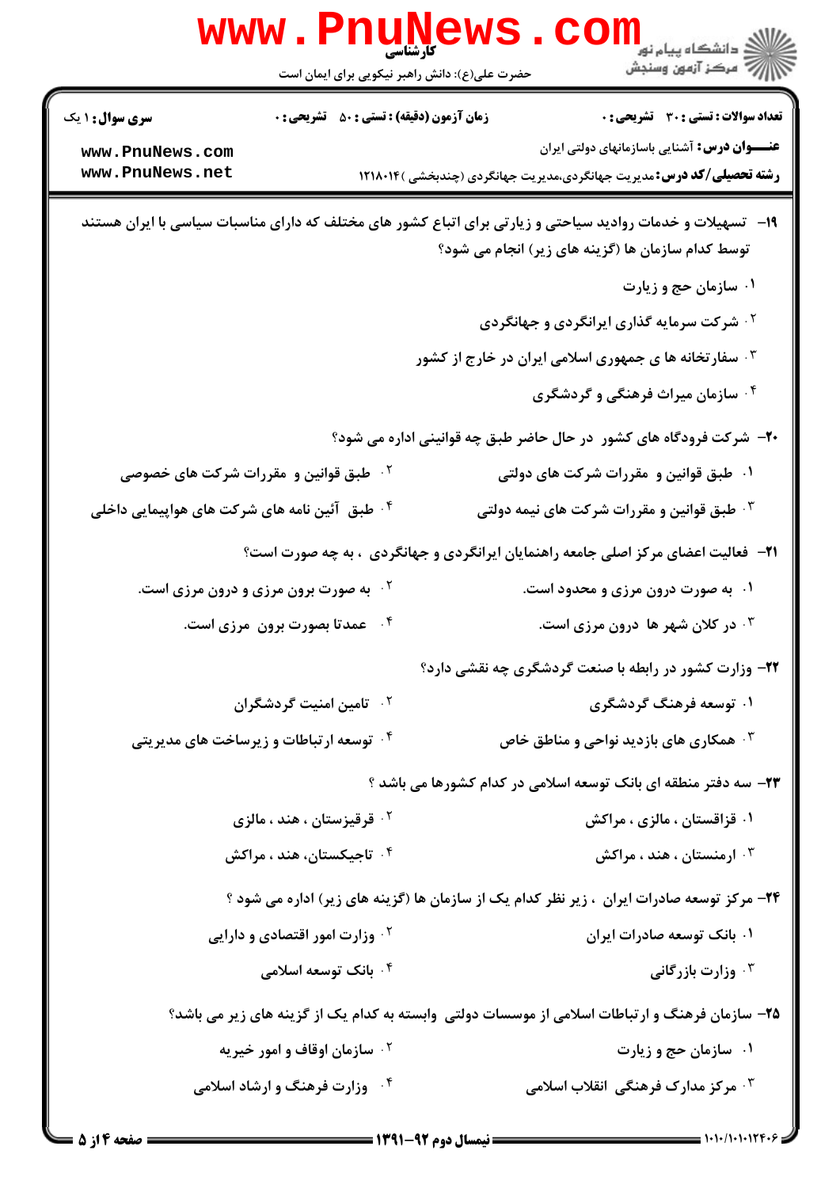**سری سوال:** ۱ یک
**زمان آزمون (دقیقه) : تستی :** ۵۰ **تشریحی :** ۰
**تعداد سوالات : تستی :** ۳۰ **تشریحی :** ۰

**عنـــوان درس:** آشنایی باسازمانهای دولتی ایران

**رشته تحصیلی/کد درس:** مدیریت جهانگردی،مدیریت جهانگردی (چندبخشی )۱۲۱۸۰۱۴

۱۹- تسهیلات و خدمات روادید سیاحتی و زیارتی برای اتباع کشور های مختلف که دارای مناسبات سیاسی با ایران هستند توسط کدام سازمان ها (گزینه های زیر) انجام می شود؟

۱. سازمان حج و زیارت

۲. شرکت سرمایه گذاری ایرانگردی و جهانگردی

۳. سفارتخانه ها ی جمهوری اسلامی ایران در خارج از کشور

۴. سازمان میراث فرهنگی و گردشگری

۲۰- شرکت فرودگاه های کشور در حال حاضر طبق چه قوانینی اداره می شود؟

۱. طبق قوانین و مقررات شرکت های دولتی

۲. طبق قوانین و مقررات شرکت های خصوصی

۳. طبق قوانین و مقررات شرکت های نیمه دولتی

۴. طبق آئین نامه های شرکت های هواپیمایی داخلی

۲۱- فعالیت اعضای مرکز اصلی جامعه راهنمایان ایرانگردی و جهانگردی ، به چه صورت است؟

۱. به صورت درون مرزی و محدود است.

۲. به صورت برون مرزی و درون مرزی است.

۳. در کلان شهر ها درون مرزی است.

۴. عمدتا بصورت برون مرزی است.

۲۲- وزارت کشور در رابطه با صنعت گردشگری چه نقشی دارد؟

۱. توسعه فرهنگ گردشگری

۲. تامین امنیت گردشگران

۳. همکاری های بازدید نواحی و مناطق خاص

۴. توسعه ارتباطات و زیرساخت های مدیریتی

۲۳- سه دفتر منطقه ای بانک توسعه اسلامی در کدام کشورها می باشد ؟

۱. قزاقستان ، مالزی ، مراکش

۲. قرقیزستان ، هند ، مالزی

۳. ارمنستان ، هند ، مراکش

۴. تاجیکستان، هند ، مراکش

۲۴- مرکز توسعه صادرات ایران ، زیر نظر کدام یک از سازمان ها (گزینه های زیر) اداره می شود ؟

۱. بانک توسعه صادرات ایران

۲. وزارت امور اقتصادی و دارایی

۳. وزارت بازرگانی

۴. بانک توسعه اسلامی

۲۵- سازمان فرهنگ و ارتباطات اسلامی از موسسات دولتی وابسته به کدام یک از گزینه های زیر می باشد؟

۱. سازمان حج و زیارت

۲. سازمان اوقاف و امور خیریه

۳. مرکز مدارک فرهنگی انقلاب اسلامی

۴. وزارت فرهنگ و ارشاد اسلامی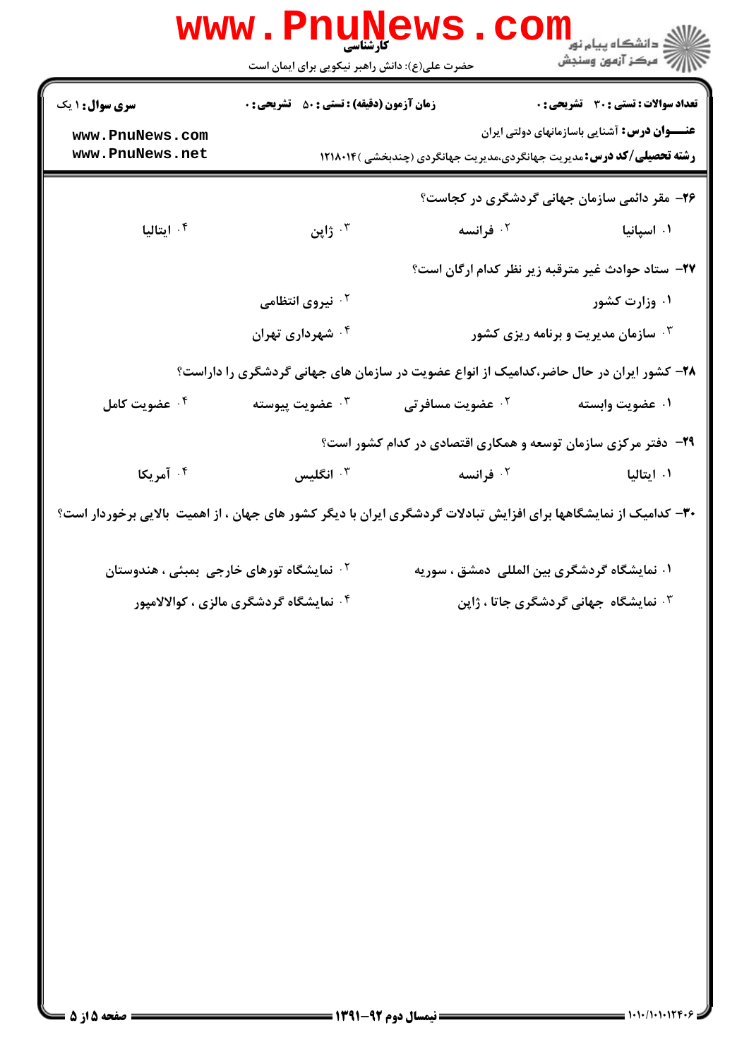۲۶- مقر دائمی سازمان جهانی گردشگری در کجاست؟

۱. اسپانیا
۲. فرانسه
۳. ژاپن
۴. ایتالیا

۲۷- ستاد حوادث غیر مترقبه زیر نظر کدام ارگان است؟

۱. وزارت کشور
۲. نیروی انتظامی
۳. سازمان مدیریت و برنامه ریزی کشور
۴. شهرداری تهران

۲۸- کشور ایران در حال حاضر،کدامیک از انواع عضویت در سازمان های جهانی گردشگری را داراست؟

۱. عضویت وابسته
۲. عضویت مسافرتی
۳. عضویت پیوسته
۴. عضویت کامل

۲۹- دفتر مرکزی سازمان توسعه و همکاری اقتصادی در کدام کشور است؟

۱. ایتالیا
۲. فرانسه
۳. انگلیس
۴. آمریکا

۳۰- کدامیک از نمایشگاهها برای افزایش تبادلات گردشگری ایران با دیگر کشور های جهان ، از اهمیت بالایی برخوردار است؟

۱. نمایشگاه گردشگری بین المللی دمشق ، سوریه
۲. نمایشگاه تورهای خارجی بمبئی ، هندوستان
۳. نمایشگاه جهانی گردشگری جاتا ، ژاپن
۴. نمایشگاه گردشگری مالزی ، کوالالامپور